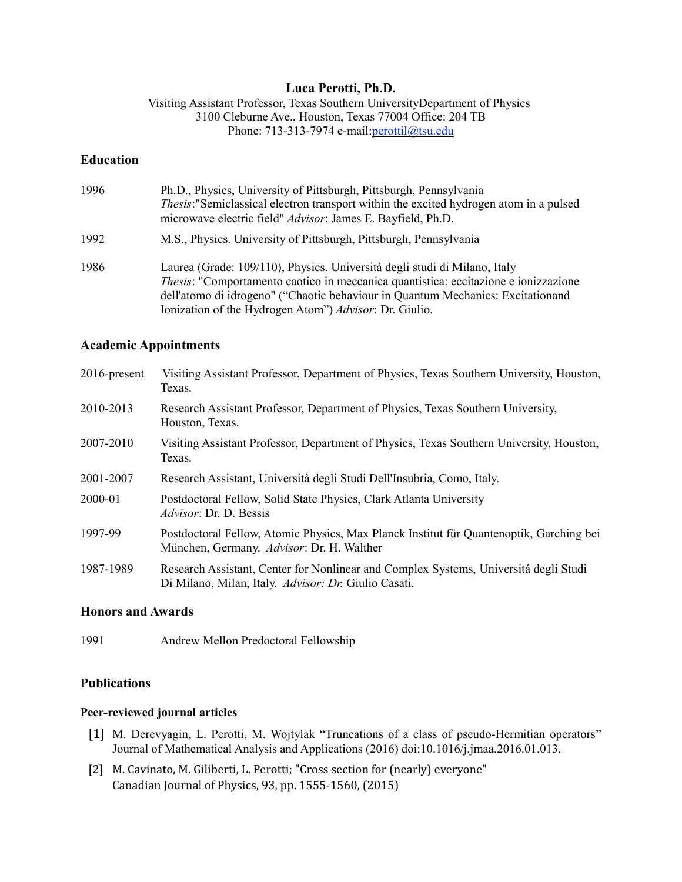# Luca Perotti, Ph.D.

Visiting Assistant Professor, Texas Southern UniversityDepartment of Physics
3100 Cleburne Ave., Houston, Texas 77004 Office: 204 TB
Phone: 713-313-7974 e-mail:perottil@tsu.edu

## Education

1996 Ph.D., Physics, University of Pittsburgh, Pittsburgh, Pennsylvania
*Thesis*:"Semiclassical electron transport within the excited hydrogen atom in a pulsed microwave electric field" *Advisor*: James E. Bayfield, Ph.D.

1992 M.S., Physics. University of Pittsburgh, Pittsburgh, Pennsylvania

1986 Laurea (Grade: 109/110), Physics. Universitá degli studi di Milano, Italy
*Thesis*: "Comportamento caotico in meccanica quantistica: eccitazione e ionizzazione dell'atomo di idrogeno" ("Chaotic behaviour in Quantum Mechanics: Excitationand Ionization of the Hydrogen Atom") *Advisor*: Dr. Giulio.

## Academic Appointments

2016-present Visiting Assistant Professor, Department of Physics, Texas Southern University, Houston, Texas.

2010-2013 Research Assistant Professor, Department of Physics, Texas Southern University, Houston, Texas.

2007-2010 Visiting Assistant Professor, Department of Physics, Texas Southern University, Houston, Texas.

2001-2007 Research Assistant, Università degli Studi Dell'Insubria, Como, Italy.

2000-01 Postdoctoral Fellow, Solid State Physics, Clark Atlanta University
*Advisor*: Dr. D. Bessis

1997-99 Postdoctoral Fellow, Atomic Physics, Max Planck Institut für Quantenoptik, Garching bei München, Germany. *Advisor*: Dr. H. Walther

1987-1989 Research Assistant, Center for Nonlinear and Complex Systems, Universitá degli Studi Di Milano, Milan, Italy. *Advisor: Dr.* Giulio Casati.

## Honors and Awards

1991 Andrew Mellon Predoctoral Fellowship

## Publications

### Peer-reviewed journal articles

[1] M. Derevyagin, L. Perotti, M. Wojtylak "Truncations of a class of pseudo-Hermitian operators" Journal of Mathematical Analysis and Applications (2016) doi:10.1016/j.jmaa.2016.01.013.

[2] M. Cavinato, M. Giliberti, L. Perotti; "Cross section for (nearly) everyone" Canadian Journal of Physics, 93, pp. 1555-1560, (2015)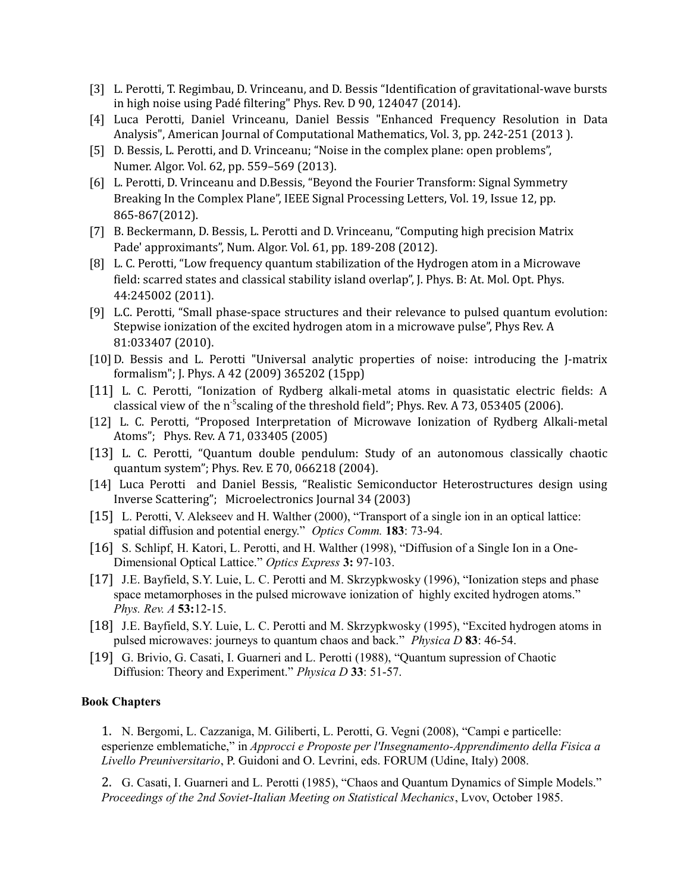[3] L. Perotti, T. Regimbau, D. Vrinceanu, and D. Bessis "Identification of gravitational-wave bursts in high noise using Padé filtering" Phys. Rev. D 90, 124047 (2014).

[4] Luca Perotti, Daniel Vrinceanu, Daniel Bessis "Enhanced Frequency Resolution in Data Analysis", American Journal of Computational Mathematics, Vol. 3, pp. 242-251 (2013 ).

[5] D. Bessis, L. Perotti, and D. Vrinceanu; "Noise in the complex plane: open problems", Numer. Algor. Vol. 62, pp. 559–569 (2013).

[6] L. Perotti, D. Vrinceanu and D.Bessis, "Beyond the Fourier Transform: Signal Symmetry Breaking In the Complex Plane", IEEE Signal Processing Letters, Vol. 19, Issue 12, pp. 865-867(2012).

[7] B. Beckermann, D. Bessis, L. Perotti and D. Vrinceanu, "Computing high precision Matrix Pade' approximants", Num. Algor. Vol. 61, pp. 189-208 (2012).

[8] L. C. Perotti, "Low frequency quantum stabilization of the Hydrogen atom in a Microwave field: scarred states and classical stability island overlap", J. Phys. B: At. Mol. Opt. Phys. 44:245002 (2011).

[9] L.C. Perotti, "Small phase-space structures and their relevance to pulsed quantum evolution: Stepwise ionization of the excited hydrogen atom in a microwave pulse", Phys Rev. A 81:033407 (2010).

[10] D. Bessis and L. Perotti "Universal analytic properties of noise: introducing the J-matrix formalism"; J. Phys. A 42 (2009) 365202 (15pp)

[11] L. C. Perotti, "Ionization of Rydberg alkali-metal atoms in quasistatic electric fields: A classical view of the $n^{-5}$scaling of the threshold field"; Phys. Rev. A 73, 053405 (2006).

[12] L. C. Perotti, "Proposed Interpretation of Microwave Ionization of Rydberg Alkali-metal Atoms"; Phys. Rev. A 71, 033405 (2005)

[13] L. C. Perotti, "Quantum double pendulum: Study of an autonomous classically chaotic quantum system"; Phys. Rev. E 70, 066218 (2004).

[14] Luca Perotti and Daniel Bessis, "Realistic Semiconductor Heterostructures design using Inverse Scattering"; Microelectronics Journal 34 (2003)

[15] L. Perotti, V. Alekseev and H. Walther (2000), "Transport of a single ion in an optical lattice: spatial diffusion and potential energy." *Optics Comm.* **183**: 73-94.

[16] S. Schlipf, H. Katori, L. Perotti, and H. Walther (1998), "Diffusion of a Single Ion in a One-Dimensional Optical Lattice." *Optics Express* **3:** 97-103.

[17] J.E. Bayfield, S.Y. Luie, L. C. Perotti and M. Skrzypkwosky (1996), "Ionization steps and phase space metamorphoses in the pulsed microwave ionization of highly excited hydrogen atoms." *Phys. Rev. A* **53:**12-15.

[18] J.E. Bayfield, S.Y. Luie, L. C. Perotti and M. Skrzypkwosky (1995), "Excited hydrogen atoms in pulsed microwaves: journeys to quantum chaos and back." *Physica D* **83**: 46-54.

[19] G. Brivio, G. Casati, I. Guarneri and L. Perotti (1988), "Quantum supression of Chaotic Diffusion: Theory and Experiment." *Physica D* **33**: 51-57.

**Book Chapters**

1. N. Bergomi, L. Cazzaniga, M. Giliberti, L. Perotti, G. Vegni (2008), "Campi e particelle: esperienze emblematiche," in *Approcci e Proposte per l'Insegnamento-Apprendimento della Fisica a Livello Preuniversitario*, P. Guidoni and O. Levrini, eds. FORUM (Udine, Italy) 2008.

2. G. Casati, I. Guarneri and L. Perotti (1985), "Chaos and Quantum Dynamics of Simple Models." *Proceedings of the 2nd Soviet-Italian Meeting on Statistical Mechanics*, Lvov, October 1985.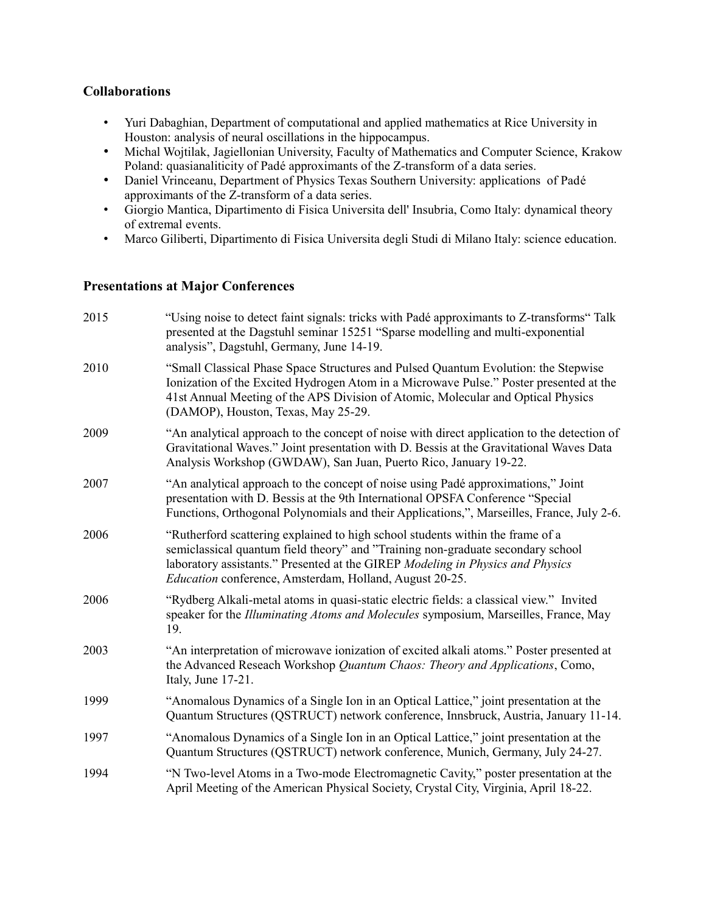### Collaborations

- Yuri Dabaghian, Department of computational and applied mathematics at Rice University in Houston: analysis of neural oscillations in the hippocampus.
- Michal Wojtilak, Jagiellonian University, Faculty of Mathematics and Computer Science, Krakow Poland: quasianaliticity of Padé approximants of the Z-transform of a data series.
- Daniel Vrinceanu, Department of Physics Texas Southern University: applications of Padé approximants of the Z-transform of a data series.
- Giorgio Mantica, Dipartimento di Fisica Universita dell' Insubria, Como Italy: dynamical theory of extremal events.
- Marco Giliberti, Dipartimento di Fisica Universita degli Studi di Milano Italy: science education.

### Presentations at Major Conferences

2015 "Using noise to detect faint signals: tricks with Padé approximants to Z-transforms" Talk presented at the Dagstuhl seminar 15251 "Sparse modelling and multi-exponential analysis", Dagstuhl, Germany, June 14-19.

2010 "Small Classical Phase Space Structures and Pulsed Quantum Evolution: the Stepwise Ionization of the Excited Hydrogen Atom in a Microwave Pulse." Poster presented at the 41st Annual Meeting of the APS Division of Atomic, Molecular and Optical Physics (DAMOP), Houston, Texas, May 25-29.

2009 "An analytical approach to the concept of noise with direct application to the detection of Gravitational Waves." Joint presentation with D. Bessis at the Gravitational Waves Data Analysis Workshop (GWDAW), San Juan, Puerto Rico, January 19-22.

2007 "An analytical approach to the concept of noise using Padé approximations," Joint presentation with D. Bessis at the 9th International OPSFA Conference "Special Functions, Orthogonal Polynomials and their Applications,", Marseilles, France, July 2-6.

2006 "Rutherford scattering explained to high school students within the frame of a semiclassical quantum field theory" and "Training non-graduate secondary school laboratory assistants." Presented at the GIREP *Modeling in Physics and Physics Education* conference, Amsterdam, Holland, August 20-25.

2006 "Rydberg Alkali-metal atoms in quasi-static electric fields: a classical view." Invited speaker for the *Illuminating Atoms and Molecules* symposium, Marseilles, France, May 19.

2003 "An interpretation of microwave ionization of excited alkali atoms." Poster presented at the Advanced Reseach Workshop *Quantum Chaos: Theory and Applications*, Como, Italy, June 17-21.

1999 "Anomalous Dynamics of a Single Ion in an Optical Lattice," joint presentation at the Quantum Structures (QSTRUCT) network conference, Innsbruck, Austria, January 11-14.

1997 "Anomalous Dynamics of a Single Ion in an Optical Lattice," joint presentation at the Quantum Structures (QSTRUCT) network conference, Munich, Germany, July 24-27.

1994 "N Two-level Atoms in a Two-mode Electromagnetic Cavity," poster presentation at the April Meeting of the American Physical Society, Crystal City, Virginia, April 18-22.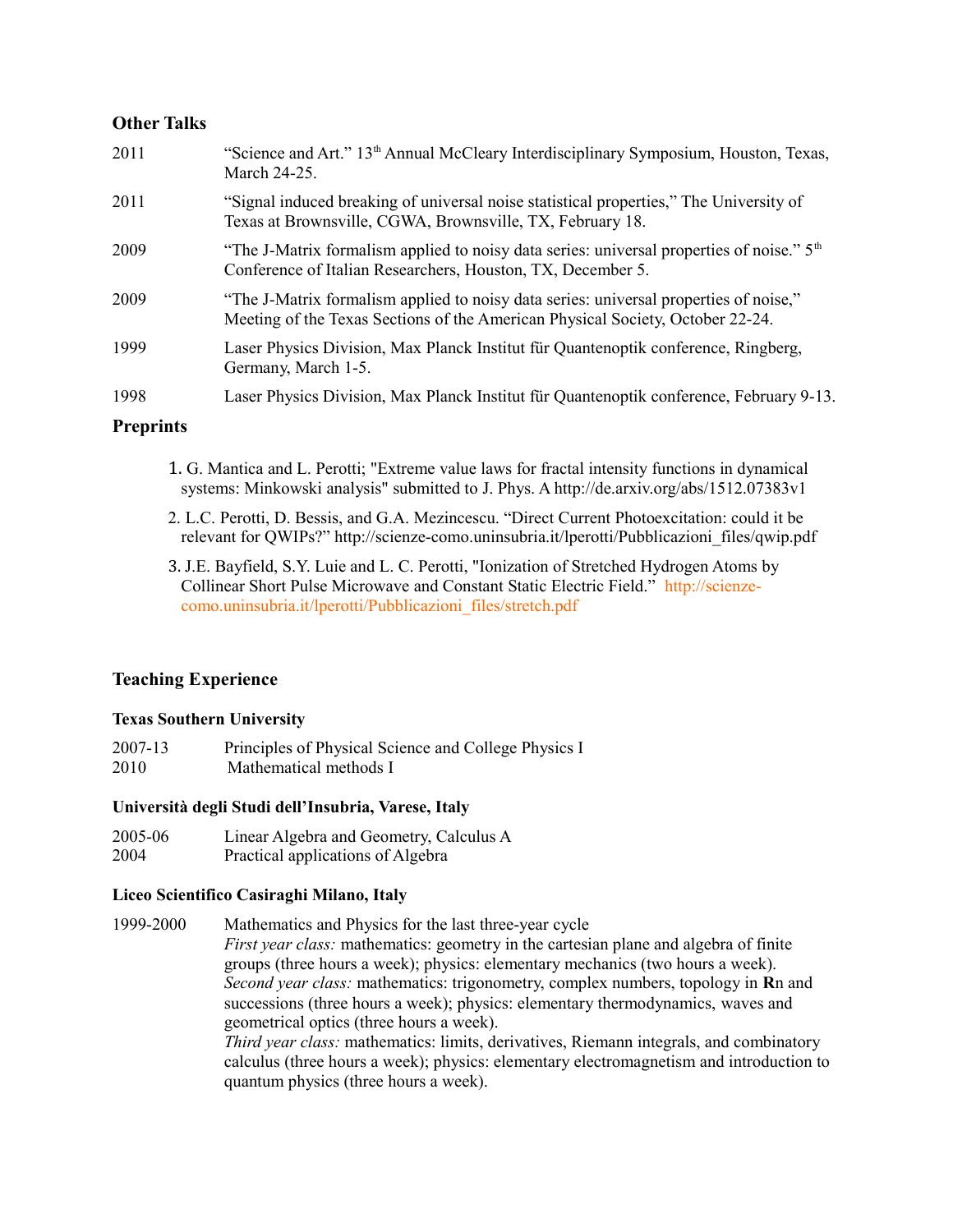## Other Talks

| | |
|---|---|
| 2011 | "Science and Art." 13th Annual McCleary Interdisciplinary Symposium, Houston, Texas, March 24-25. |
| 2011 | "Signal induced breaking of universal noise statistical properties," The University of Texas at Brownsville, CGWA, Brownsville, TX, February 18. |
| 2009 | "The J-Matrix formalism applied to noisy data series: universal properties of noise." 5th Conference of Italian Researchers, Houston, TX, December 5. |
| 2009 | "The J-Matrix formalism applied to noisy data series: universal properties of noise," Meeting of the Texas Sections of the American Physical Society, October 22-24. |
| 1999 | Laser Physics Division, Max Planck Institut für Quantenoptik conference, Ringberg, Germany, March 1-5. |
| 1998 | Laser Physics Division, Max Planck Institut für Quantenoptik conference, February 9-13. |

## Preprints

1. G. Mantica and L. Perotti; "Extreme value laws for fractal intensity functions in dynamical systems: Minkowski analysis" submitted to J. Phys. A http://de.arxiv.org/abs/1512.07383v1
2. L.C. Perotti, D. Bessis, and G.A. Mezincescu. "Direct Current Photoexcitation: could it be relevant for QWIPs?" http://scienze-como.uninsubria.it/lperotti/Pubblicazioni_files/qwip.pdf
3. J.E. Bayfield, S.Y. Luie and L. C. Perotti, "Ionization of Stretched Hydrogen Atoms by Collinear Short Pulse Microwave and Constant Static Electric Field." http://scienze-como.uninsubria.it/lperotti/Pubblicazioni_files/stretch.pdf

## Teaching Experience

### Texas Southern University

| | |
|---|---|
| 2007-13 | Principles of Physical Science and College Physics I |
| 2010 | Mathematical methods I |

### Università degli Studi dell'Insubria, Varese, Italy

| | |
|---|---|
| 2005-06 | Linear Algebra and Geometry, Calculus A |
| 2004 | Practical applications of Algebra |

### Liceo Scientifico Casiraghi Milano, Italy

1999-2000 Mathematics and Physics for the last three-year cycle

*First year class:* mathematics: geometry in the cartesian plane and algebra of finite groups (three hours a week); physics: elementary mechanics (two hours a week).

*Second year class:* mathematics: trigonometry, complex numbers, topology in **R**n and successions (three hours a week); physics: elementary thermodynamics, waves and geometrical optics (three hours a week).

*Third year class:* mathematics: limits, derivatives, Riemann integrals, and combinatory calculus (three hours a week); physics: elementary electromagnetism and introduction to quantum physics (three hours a week).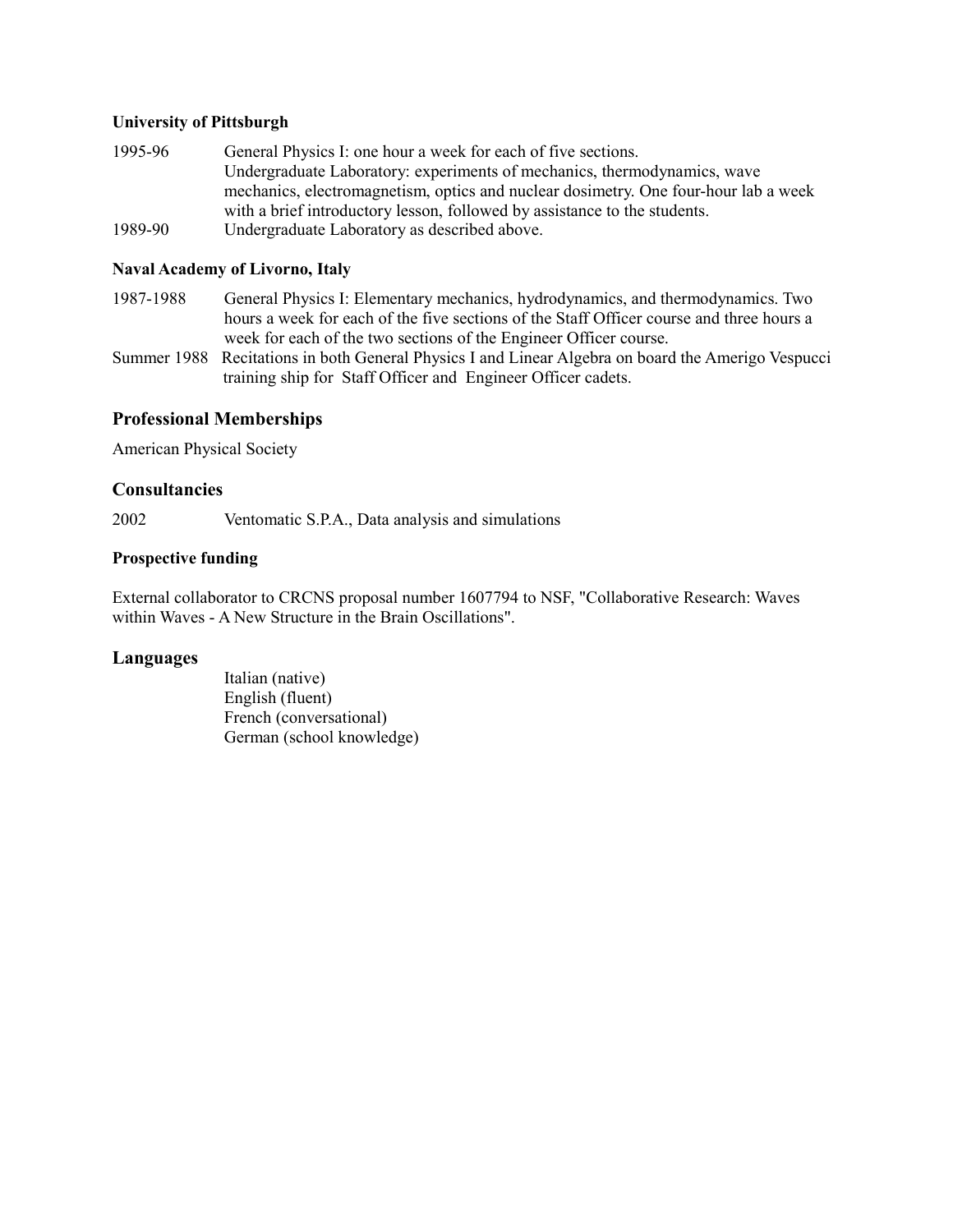**University of Pittsburgh**

1995-96 General Physics I: one hour a week for each of five sections.
Undergraduate Laboratory: experiments of mechanics, thermodynamics, wave mechanics, electromagnetism, optics and nuclear dosimetry. One four-hour lab a week with a brief introductory lesson, followed by assistance to the students.

1989-90 Undergraduate Laboratory as described above.

**Naval Academy of Livorno, Italy**

1987-1988 General Physics I: Elementary mechanics, hydrodynamics, and thermodynamics. Two hours a week for each of the five sections of the Staff Officer course and three hours a week for each of the two sections of the Engineer Officer course.

Summer 1988 Recitations in both General Physics I and Linear Algebra on board the Amerigo Vespucci training ship for Staff Officer and Engineer Officer cadets.

## Professional Memberships

American Physical Society

## Consultancies

2002 Ventomatic S.P.A., Data analysis and simulations

**Prospective funding**

External collaborator to CRCNS proposal number 1607794 to NSF, "Collaborative Research: Waves within Waves - A New Structure in the Brain Oscillations".

## Languages

Italian (native)
English (fluent)
French (conversational)
German (school knowledge)